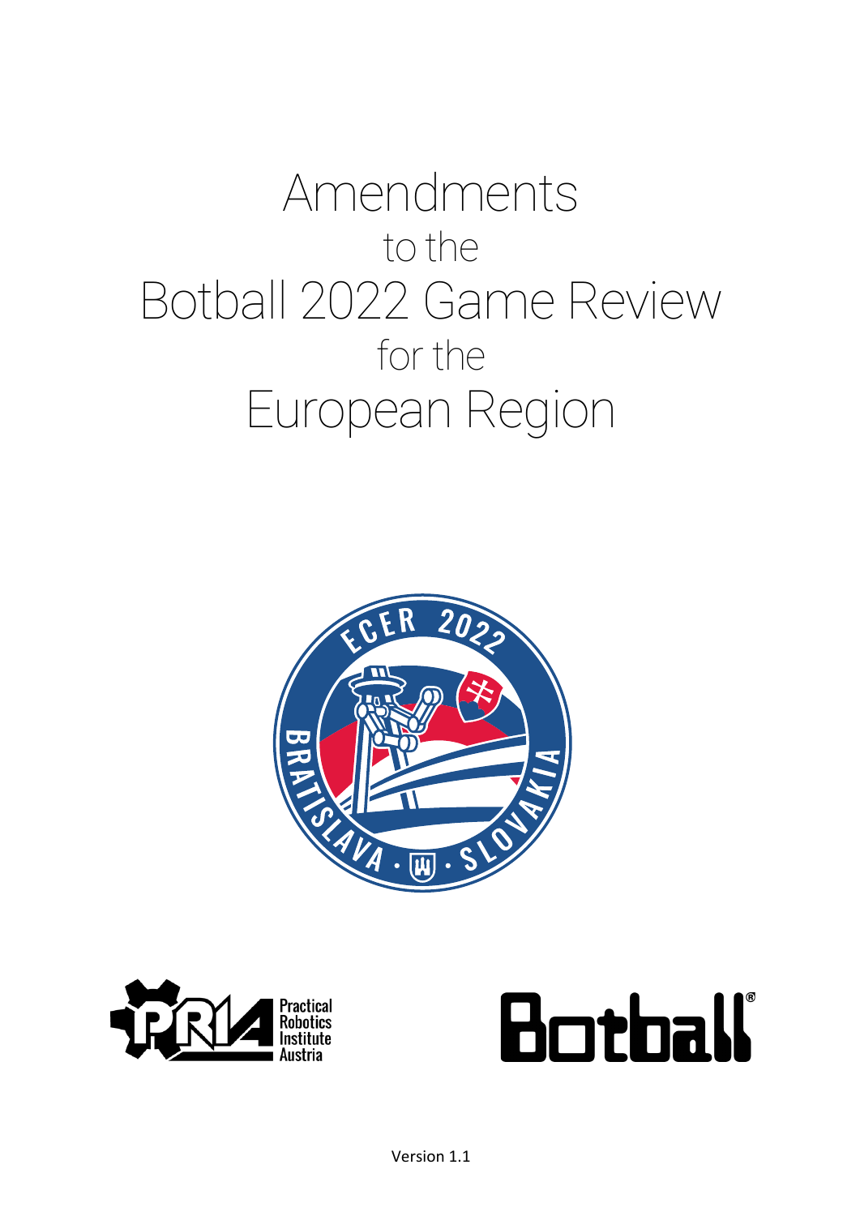# Amendments

to the

# Botball 2022 Game Review

for the

# European Region

Version 1.1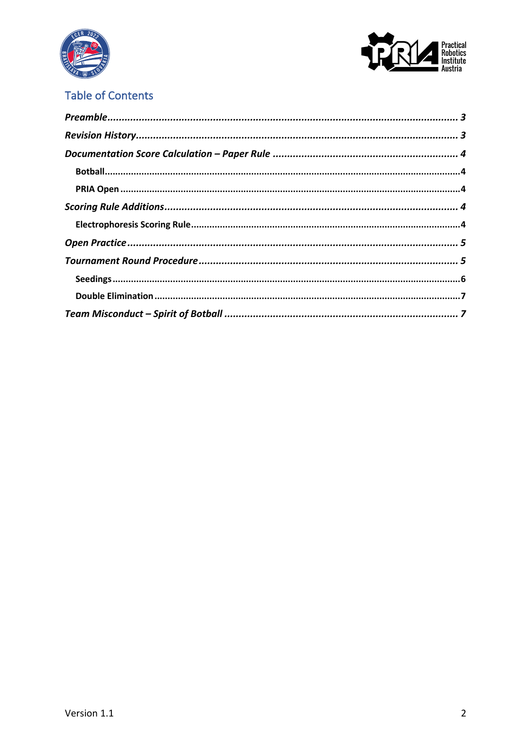## Table of Contents

*Preamble* ........................................................................................................ *3*

*Revision History* ............................................................................................ *3*

*Documentation Score Calculation – Paper Rule* ............................................ *4*

- **Botball** ...................................................................................................... **4**
- **PRIA Open** ............................................................................................... **4**

*Scoring Rule Additions* ................................................................................... *4*

- **Electrophoresis Scoring Rule** .................................................................. **4**

*Open Practice* ................................................................................................. *5*

*Tournament Round Procedure* ....................................................................... *5*

- **Seedings** .................................................................................................... **6**
- **Double Elimination** ................................................................................... **7**

*Team Misconduct – Spirit of Botball* ............................................................. *7*

Version 1.1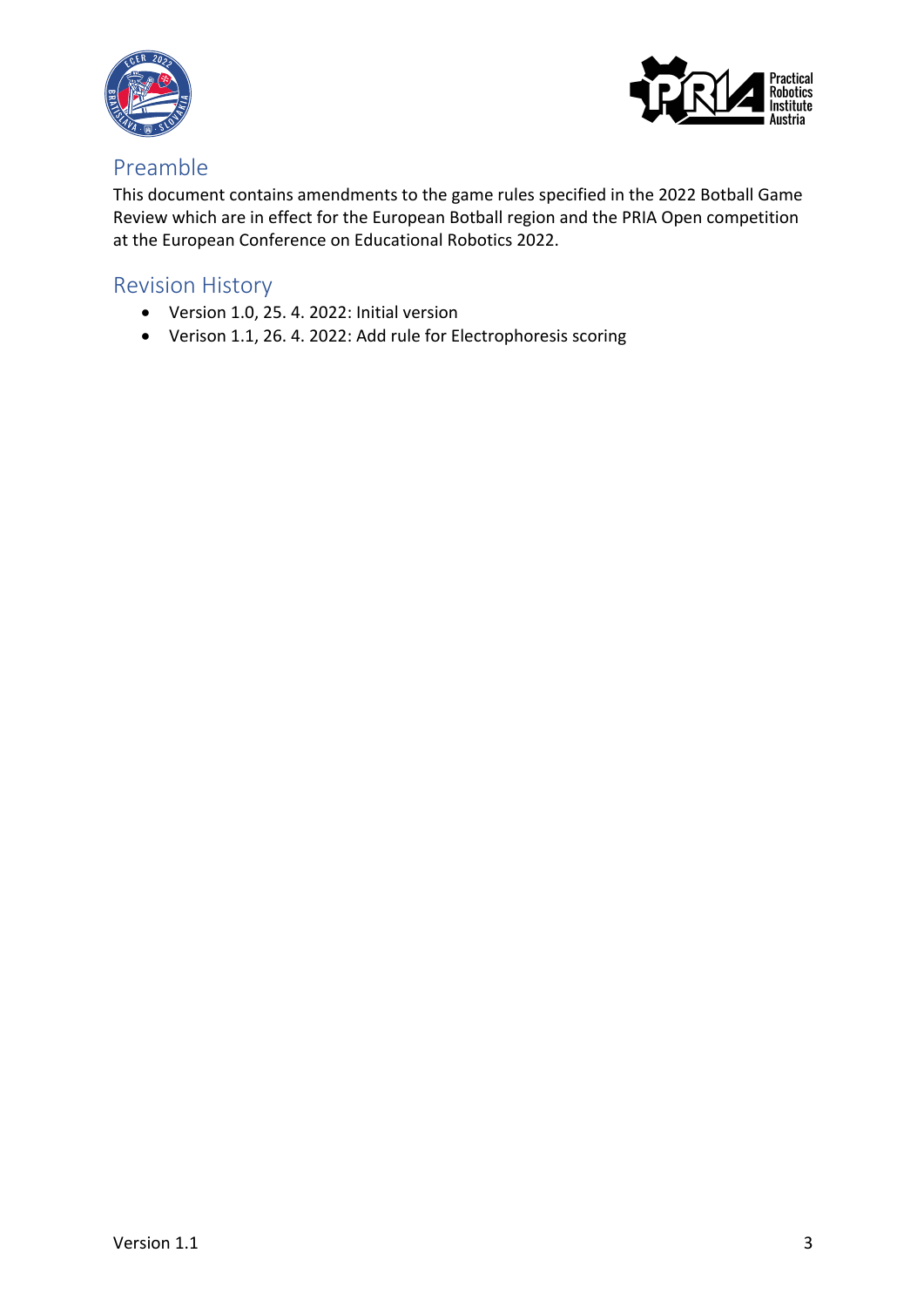## Preamble

This document contains amendments to the game rules specified in the 2022 Botball Game Review which are in effect for the European Botball region and the PRIA Open competition at the European Conference on Educational Robotics 2022.

## Revision History

- Version 1.0, 25. 4. 2022: Initial version
- Verison 1.1, 26. 4. 2022: Add rule for Electrophoresis scoring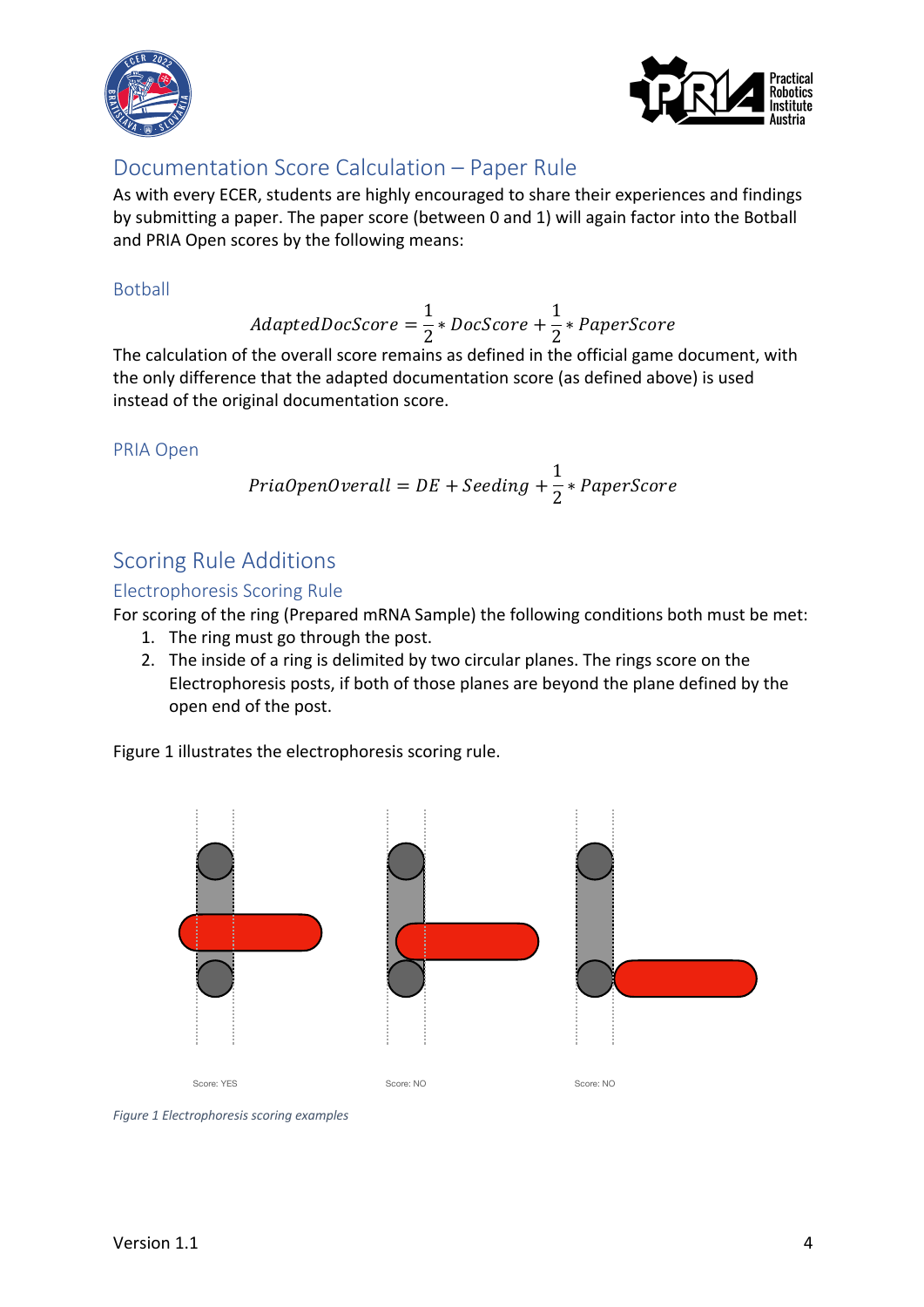## Documentation Score Calculation – Paper Rule

As with every ECER, students are highly encouraged to share their experiences and findings by submitting a paper. The paper score (between 0 and 1) will again factor into the Botball and PRIA Open scores by the following means:

### Botball

$$AdaptedDocScore = \frac{1}{2} * DocScore + \frac{1}{2} * PaperScore$$

The calculation of the overall score remains as defined in the official game document, with the only difference that the adapted documentation score (as defined above) is used instead of the original documentation score.

### PRIA Open

$$PriaOpenOverall = DE + Seeding + \frac{1}{2} * PaperScore$$

## Scoring Rule Additions

### Electrophoresis Scoring Rule

For scoring of the ring (Prepared mRNA Sample) the following conditions both must be met:

1. The ring must go through the post.
2. The inside of a ring is delimited by two circular planes. The rings score on the Electrophoresis posts, if both of those planes are beyond the plane defined by the open end of the post.

Figure 1 illustrates the electrophoresis scoring rule.

Score: YES    Score: NO    Score: NO

*Figure 1 Electrophoresis scoring examples*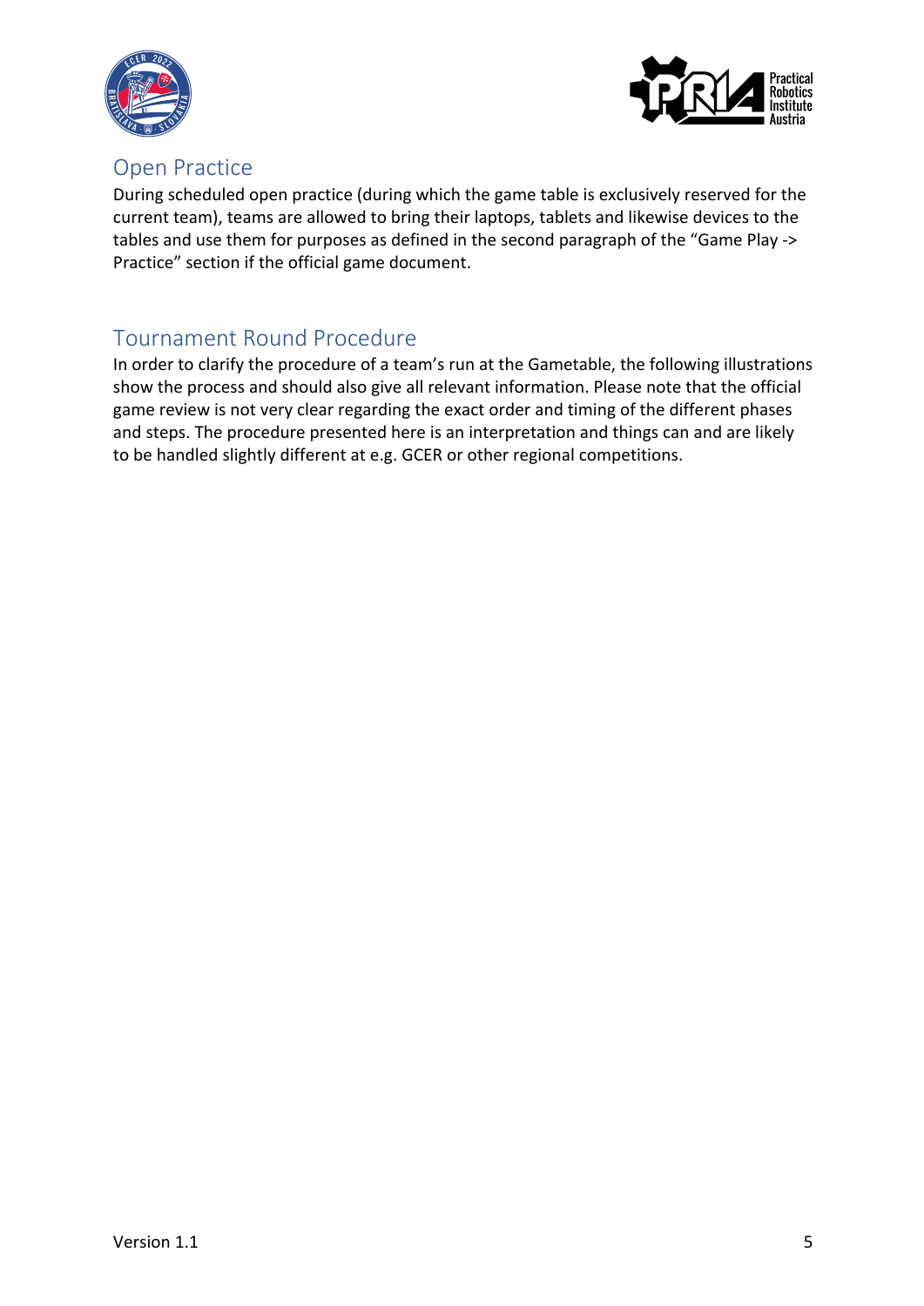## Open Practice

During scheduled open practice (during which the game table is exclusively reserved for the current team), teams are allowed to bring their laptops, tablets and likewise devices to the tables and use them for purposes as defined in the second paragraph of the "Game Play -> Practice" section if the official game document.

## Tournament Round Procedure

In order to clarify the procedure of a team's run at the Gametable, the following illustrations show the process and should also give all relevant information. Please note that the official game review is not very clear regarding the exact order and timing of the different phases and steps. The procedure presented here is an interpretation and things can and are likely to be handled slightly different at e.g. GCER or other regional competitions.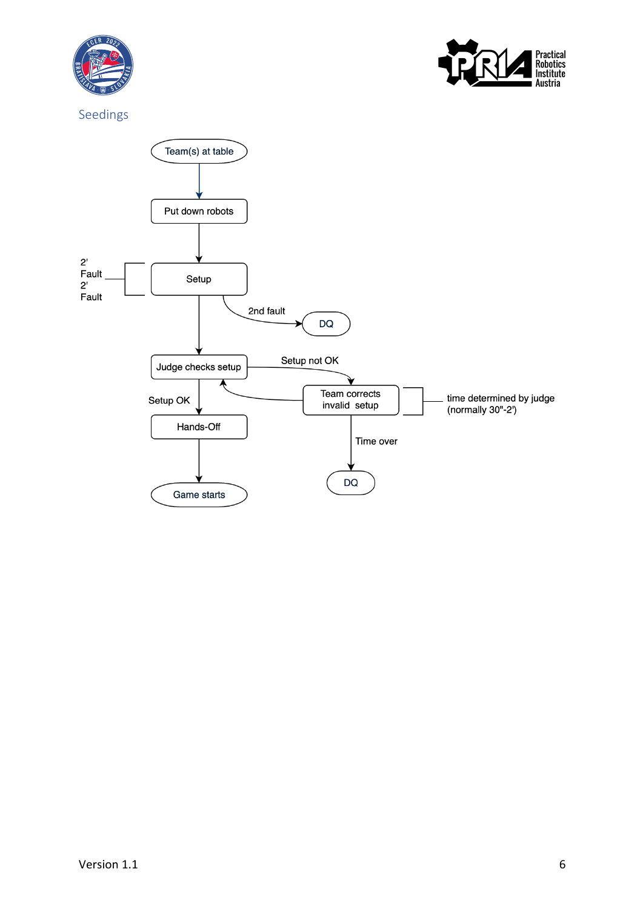## Seedings

Team(s) at table

Put down robots

Setup

2' Fault
2' Fault

2nd fault

DQ

Judge checks setup

Setup not OK

Team corrects invalid setup

time determined by judge (normally 30"-2')

Setup OK

Hands-Off

Time over

DQ

Game starts

Version 1.1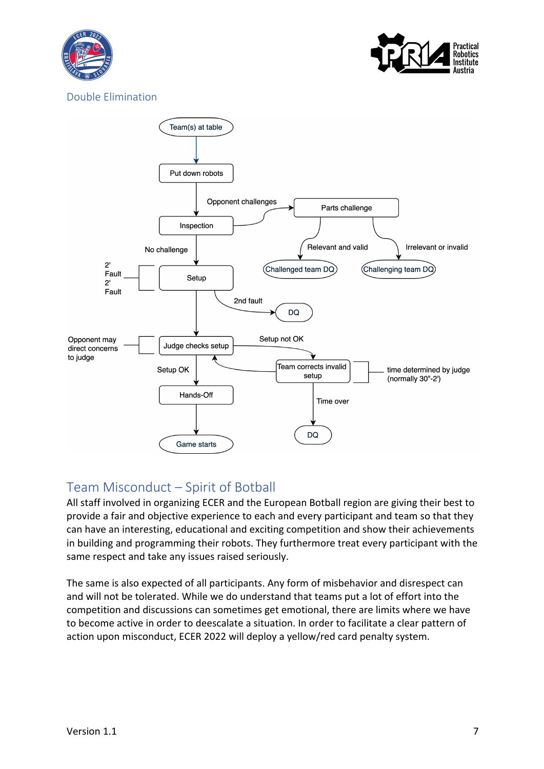## Double Elimination

Team(s) at table

Put down robots

Opponent challenges

Parts challenge

Inspection

Relevant and valid

Irrelevant or invalid

No challenge

Challenged team DQ

Challenging team DQ

2' Fault
2' Fault

Setup

2nd fault

DQ

Opponent may direct concerns to judge

Judge checks setup

Setup not OK

Setup OK

Team corrects invalid setup

time determined by judge (normally 30"-2')

Hands-Off

Time over

Game starts

DQ

## Team Misconduct – Spirit of Botball

All staff involved in organizing ECER and the European Botball region are giving their best to provide a fair and objective experience to each and every participant and team so that they can have an interesting, educational and exciting competition and show their achievements in building and programming their robots. They furthermore treat every participant with the same respect and take any issues raised seriously.

The same is also expected of all participants. Any form of misbehavior and disrespect can and will not be tolerated. While we do understand that teams put a lot of effort into the competition and discussions can sometimes get emotional, there are limits where we have to become active in order to deescalate a situation. In order to facilitate a clear pattern of action upon misconduct, ECER 2022 will deploy a yellow/red card penalty system.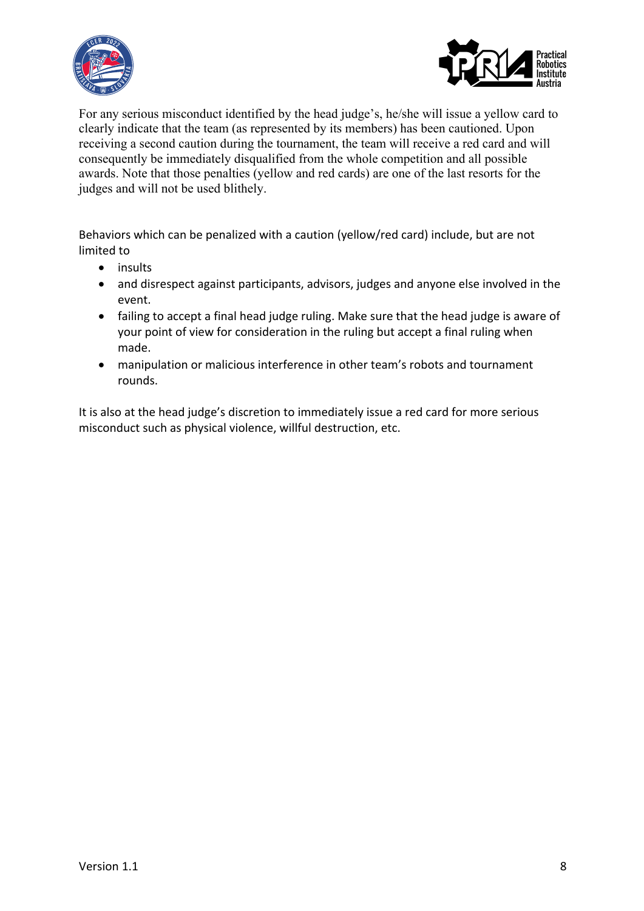For any serious misconduct identified by the head judge's, he/she will issue a yellow card to clearly indicate that the team (as represented by its members) has been cautioned. Upon receiving a second caution during the tournament, the team will receive a red card and will consequently be immediately disqualified from the whole competition and all possible awards. Note that those penalties (yellow and red cards) are one of the last resorts for the judges and will not be used blithely.

Behaviors which can be penalized with a caution (yellow/red card) include, but are not limited to

- insults
- and disrespect against participants, advisors, judges and anyone else involved in the event.
- failing to accept a final head judge ruling. Make sure that the head judge is aware of your point of view for consideration in the ruling but accept a final ruling when made.
- manipulation or malicious interference in other team's robots and tournament rounds.

It is also at the head judge's discretion to immediately issue a red card for more serious misconduct such as physical violence, willful destruction, etc.